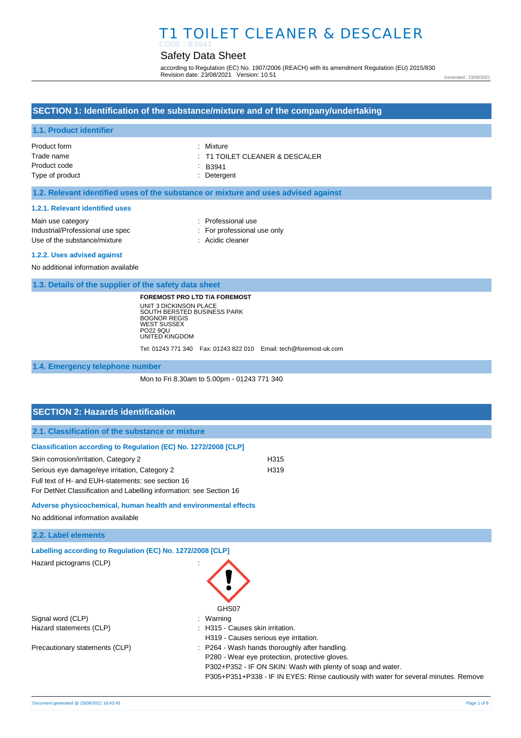# T1 TOILET CLEANER & DESCALER

CODE : B3941

## Safety Data Sheet

according to Regulation (EC) No. 1907/2006 (REACH) with its amendment Regulation (EU) 2015/830
Revision date: 23/08/2021 Version: 10.51

Generated : 23/08/2021

## SECTION 1: Identification of the substance/mixture and of the company/undertaking

### 1.1. Product identifier

| | |
|---|---|
| Product form | : Mixture |
| Trade name | : T1 TOILET CLEANER & DESCALER |
| Product code | : B3941 |
| Type of product | : Detergent |

### 1.2. Relevant identified uses of the substance or mixture and uses advised against

#### 1.2.1. Relevant identified uses

| | |
|---|---|
| Main use category | : Professional use |
| Industrial/Professional use spec | : For professional use only |
| Use of the substance/mixture | : Acidic cleaner |

#### 1.2.2. Uses advised against

No additional information available

### 1.3. Details of the supplier of the safety data sheet

**FOREMOST PRO LTD T/A FOREMOST**
UNIT 3 DICKINSON PLACE
SOUTH BERSTED BUSINESS PARK
BOGNOR REGIS
WEST SUSSEX
PO22 9QU
UNITED KINGDOM

Tel: 01243 771 340 Fax: 01243 822 010 Email: tech@foremost-uk.com

### 1.4. Emergency telephone number

Mon to Fri 8.30am to 5.00pm - 01243 771 340

## SECTION 2: Hazards identification

### 2.1. Classification of the substance or mixture

#### Classification according to Regulation (EC) No. 1272/2008 [CLP]

| | |
|---|---|
| Skin corrosion/irritation, Category 2 | H315 |
| Serious eye damage/eye irritation, Category 2 | H319 |

Full text of H- and EUH-statements: see section 16

For DetNet Classification and Labelling information: see Section 16

#### Adverse physicochemical, human health and environmental effects

No additional information available

### 2.2. Label elements

#### Labelling according to Regulation (EC) No. 1272/2008 [CLP]

Hazard pictograms (CLP) :

GHS07

| | |
|---|---|
| Signal word (CLP) | : Warning |
| Hazard statements (CLP) | : H315 - Causes skin irritation.<br>H319 - Causes serious eye irritation. |
| Precautionary statements (CLP) | : P264 - Wash hands thoroughly after handling.<br>P280 - Wear eye protection, protective gloves.<br>P302+P352 - IF ON SKIN: Wash with plenty of soap and water.<br>P305+P351+P338 - IF IN EYES: Rinse cautiously with water for several minutes. Remove |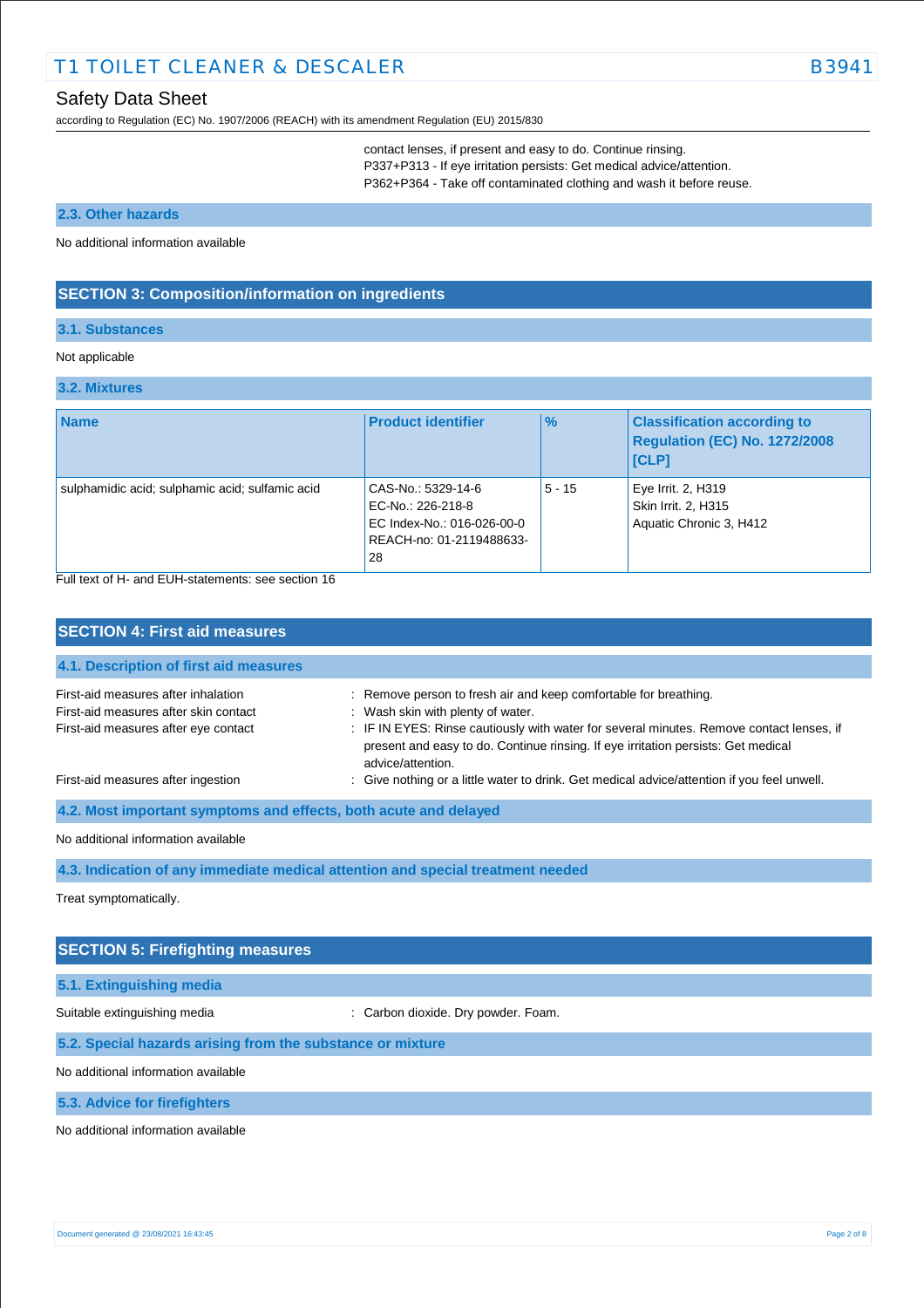contact lenses, if present and easy to do. Continue rinsing.
P337+P313 - If eye irritation persists: Get medical advice/attention.
P362+P364 - Take off contaminated clothing and wash it before reuse.

### 2.3. Other hazards

No additional information available

## SECTION 3: Composition/information on ingredients

### 3.1. Substances

Not applicable

### 3.2. Mixtures

| Name | Product identifier | % | Classification according to Regulation (EC) No. 1272/2008 [CLP] |
|---|---|---|---|
| sulphamidic acid; sulphamic acid; sulfamic acid | CAS-No.: 5329-14-6<br>EC-No.: 226-218-8<br>EC Index-No.: 016-026-00-0<br>REACH-no: 01-2119488633-28 | 5 - 15 | Eye Irrit. 2, H319<br>Skin Irrit. 2, H315<br>Aquatic Chronic 3, H412 |

Full text of H- and EUH-statements: see section 16

## SECTION 4: First aid measures

### 4.1. Description of first aid measures

First-aid measures after inhalation : Remove person to fresh air and keep comfortable for breathing.

First-aid measures after skin contact : Wash skin with plenty of water.

First-aid measures after eye contact : IF IN EYES: Rinse cautiously with water for several minutes. Remove contact lenses, if present and easy to do. Continue rinsing. If eye irritation persists: Get medical advice/attention.

First-aid measures after ingestion : Give nothing or a little water to drink. Get medical advice/attention if you feel unwell.

### 4.2. Most important symptoms and effects, both acute and delayed

No additional information available

### 4.3. Indication of any immediate medical attention and special treatment needed

Treat symptomatically.

## SECTION 5: Firefighting measures

### 5.1. Extinguishing media

Suitable extinguishing media : Carbon dioxide. Dry powder. Foam.

### 5.2. Special hazards arising from the substance or mixture

No additional information available

### 5.3. Advice for firefighters

No additional information available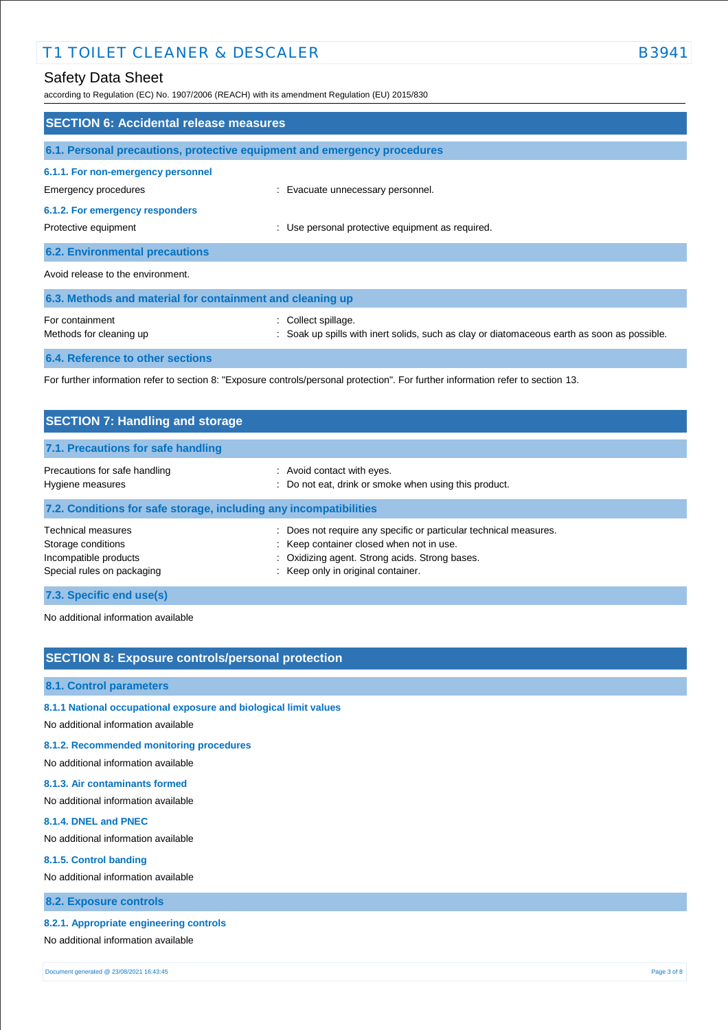## SECTION 6: Accidental release measures

### 6.1. Personal precautions, protective equipment and emergency procedures

#### 6.1.1. For non-emergency personnel

Emergency procedures : Evacuate unnecessary personnel.

#### 6.1.2. For emergency responders

Protective equipment : Use personal protective equipment as required.

### 6.2. Environmental precautions

Avoid release to the environment.

### 6.3. Methods and material for containment and cleaning up

For containment : Collect spillage.

Methods for cleaning up : Soak up spills with inert solids, such as clay or diatomaceous earth as soon as possible.

### 6.4. Reference to other sections

For further information refer to section 8: "Exposure controls/personal protection". For further information refer to section 13.

## SECTION 7: Handling and storage

### 7.1. Precautions for safe handling

Precautions for safe handling : Avoid contact with eyes.

Hygiene measures : Do not eat, drink or smoke when using this product.

### 7.2. Conditions for safe storage, including any incompatibilities

Technical measures : Does not require any specific or particular technical measures.

Storage conditions : Keep container closed when not in use.

Incompatible products : Oxidizing agent. Strong acids. Strong bases.

Special rules on packaging : Keep only in original container.

### 7.3. Specific end use(s)

No additional information available

## SECTION 8: Exposure controls/personal protection

### 8.1. Control parameters

#### 8.1.1 National occupational exposure and biological limit values

No additional information available

#### 8.1.2. Recommended monitoring procedures

No additional information available

#### 8.1.3. Air contaminants formed

No additional information available

#### 8.1.4. DNEL and PNEC

No additional information available

#### 8.1.5. Control banding

No additional information available

### 8.2. Exposure controls

#### 8.2.1. Appropriate engineering controls

No additional information available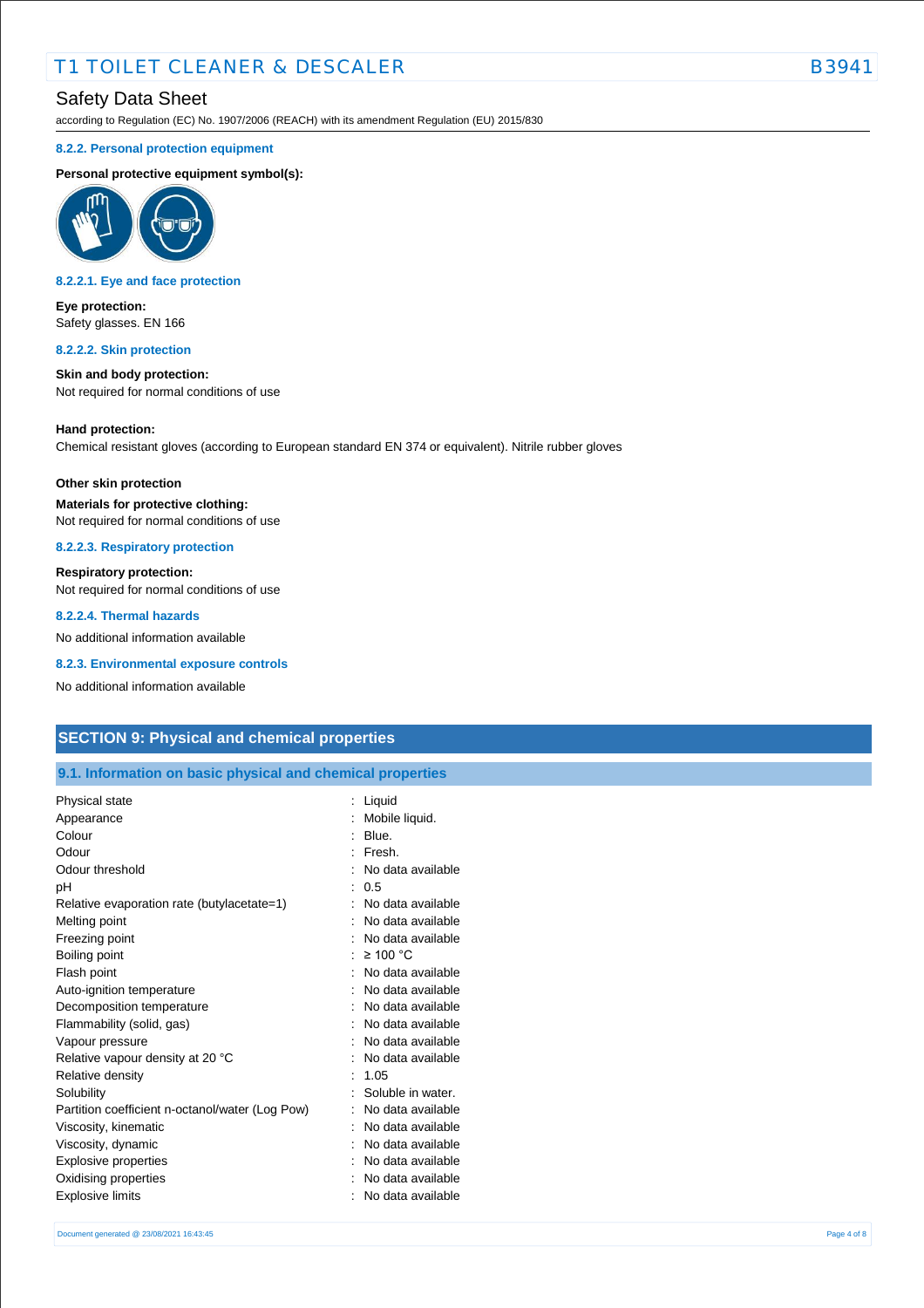#### 8.2.2. Personal protection equipment

**Personal protective equipment symbol(s):**

#### 8.2.2.1. Eye and face protection

**Eye protection:**
Safety glasses. EN 166

#### 8.2.2.2. Skin protection

**Skin and body protection:**
Not required for normal conditions of use

**Hand protection:**
Chemical resistant gloves (according to European standard EN 374 or equivalent). Nitrile rubber gloves

**Other skin protection**

**Materials for protective clothing:**
Not required for normal conditions of use

#### 8.2.2.3. Respiratory protection

**Respiratory protection:**
Not required for normal conditions of use

#### 8.2.2.4. Thermal hazards

No additional information available

#### 8.2.3. Environmental exposure controls

No additional information available

## SECTION 9: Physical and chemical properties

### 9.1. Information on basic physical and chemical properties

| Property | Value |
|---|---|
| Physical state | Liquid |
| Appearance | Mobile liquid. |
| Colour | Blue. |
| Odour | Fresh. |
| Odour threshold | No data available |
| pH | 0.5 |
| Relative evaporation rate (butylacetate=1) | No data available |
| Melting point | No data available |
| Freezing point | No data available |
| Boiling point | ≥ 100 °C |
| Flash point | No data available |
| Auto-ignition temperature | No data available |
| Decomposition temperature | No data available |
| Flammability (solid, gas) | No data available |
| Vapour pressure | No data available |
| Relative vapour density at 20 °C | No data available |
| Relative density | 1.05 |
| Solubility | Soluble in water. |
| Partition coefficient n-octanol/water (Log Pow) | No data available |
| Viscosity, kinematic | No data available |
| Viscosity, dynamic | No data available |
| Explosive properties | No data available |
| Oxidising properties | No data available |
| Explosive limits | No data available |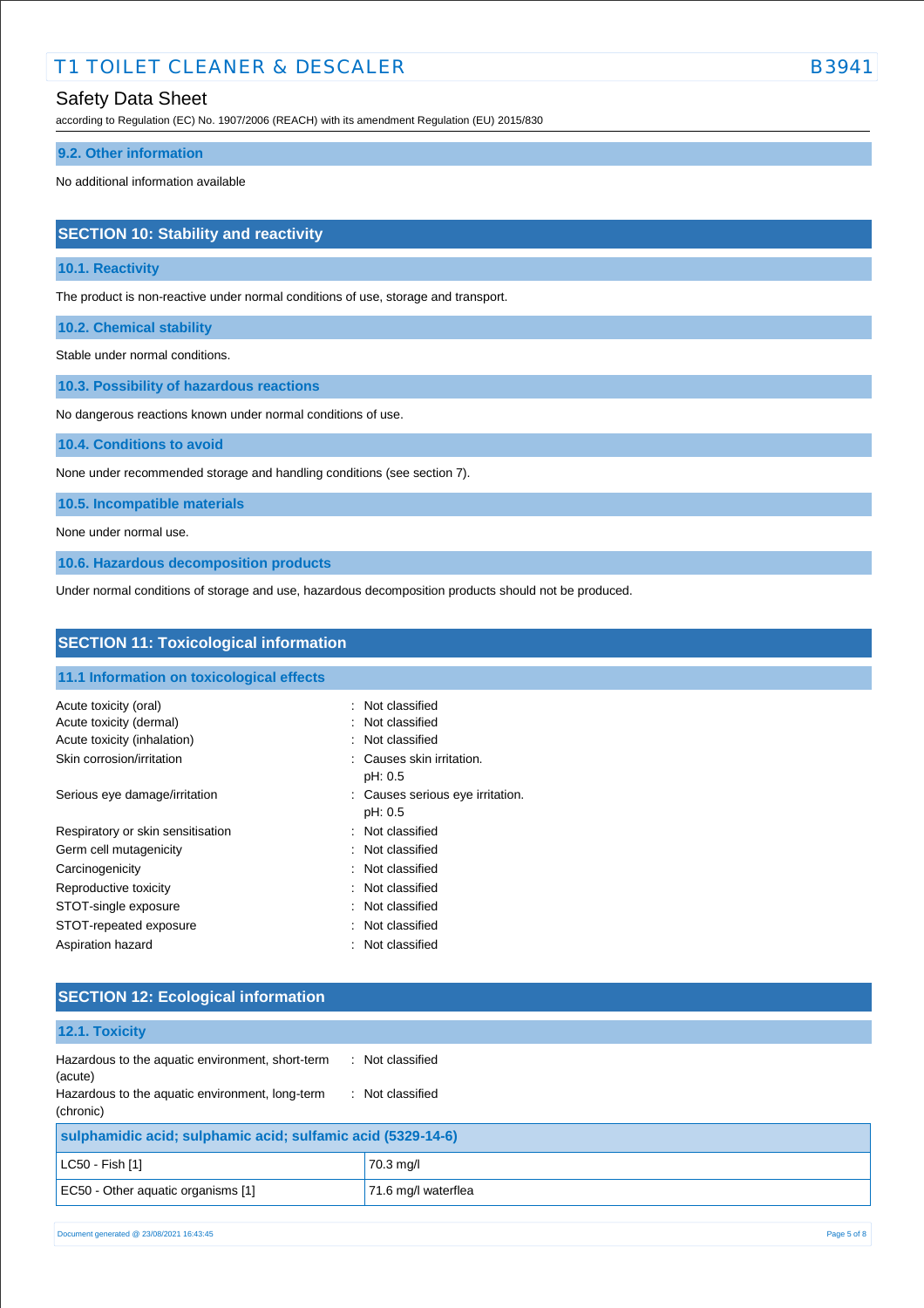### 9.2. Other information

No additional information available

## SECTION 10: Stability and reactivity

### 10.1. Reactivity

The product is non-reactive under normal conditions of use, storage and transport.

### 10.2. Chemical stability

Stable under normal conditions.

### 10.3. Possibility of hazardous reactions

No dangerous reactions known under normal conditions of use.

### 10.4. Conditions to avoid

None under recommended storage and handling conditions (see section 7).

### 10.5. Incompatible materials

None under normal use.

### 10.6. Hazardous decomposition products

Under normal conditions of storage and use, hazardous decomposition products should not be produced.

## SECTION 11: Toxicological information

### 11.1 Information on toxicological effects

| | |
|---|---|
| Acute toxicity (oral) | : Not classified |
| Acute toxicity (dermal) | : Not classified |
| Acute toxicity (inhalation) | : Not classified |
| Skin corrosion/irritation | : Causes skin irritation.<br>pH: 0.5 |
| Serious eye damage/irritation | : Causes serious eye irritation.<br>pH: 0.5 |
| Respiratory or skin sensitisation | : Not classified |
| Germ cell mutagenicity | : Not classified |
| Carcinogenicity | : Not classified |
| Reproductive toxicity | : Not classified |
| STOT-single exposure | : Not classified |
| STOT-repeated exposure | : Not classified |
| Aspiration hazard | : Not classified |

## SECTION 12: Ecological information

### 12.1. Toxicity

| | |
|---|---|
| Hazardous to the aquatic environment, short-term (acute) | : Not classified |
| Hazardous to the aquatic environment, long-term (chronic) | : Not classified |

| sulphamidic acid; sulphamic acid; sulfamic acid (5329-14-6) | |
|---|---|
| LC50 - Fish [1] | 70.3 mg/l |
| EC50 - Other aquatic organisms [1] | 71.6 mg/l waterflea |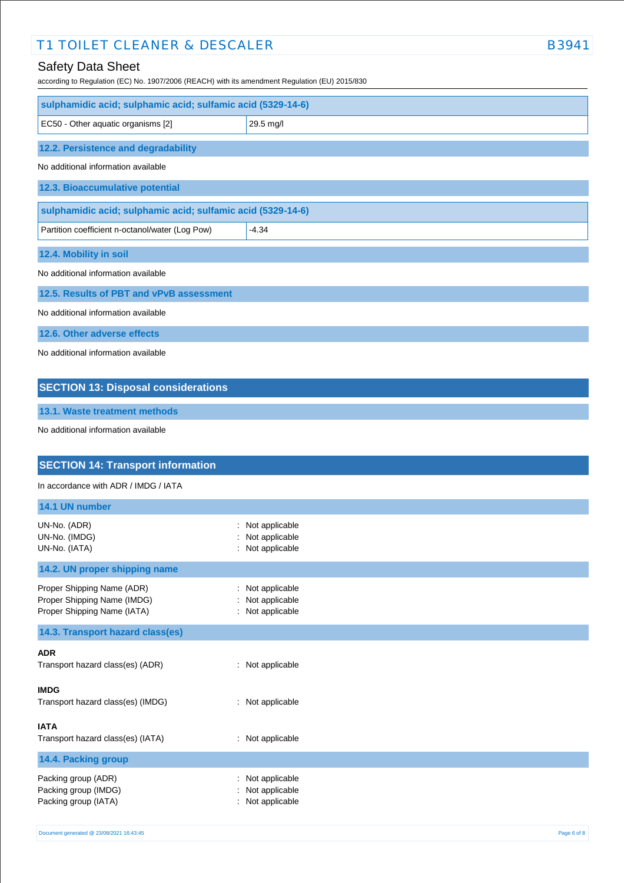| sulphamidic acid; sulphamic acid; sulfamic acid (5329-14-6) | |
|---|---|
| EC50 - Other aquatic organisms [2] | 29.5 mg/l |

### 12.2. Persistence and degradability

No additional information available

### 12.3. Bioaccumulative potential

| sulphamidic acid; sulphamic acid; sulfamic acid (5329-14-6) | |
|---|---|
| Partition coefficient n-octanol/water (Log Pow) | -4.34 |

### 12.4. Mobility in soil

No additional information available

### 12.5. Results of PBT and vPvB assessment

No additional information available

### 12.6. Other adverse effects

No additional information available

## SECTION 13: Disposal considerations

### 13.1. Waste treatment methods

No additional information available

## SECTION 14: Transport information

In accordance with ADR / IMDG / IATA

### 14.1 UN number

UN-No. (ADR) : Not applicable
UN-No. (IMDG) : Not applicable
UN-No. (IATA) : Not applicable

### 14.2. UN proper shipping name

Proper Shipping Name (ADR) : Not applicable
Proper Shipping Name (IMDG) : Not applicable
Proper Shipping Name (IATA) : Not applicable

### 14.3. Transport hazard class(es)

**ADR**

Transport hazard class(es) (ADR) : Not applicable

**IMDG**

Transport hazard class(es) (IMDG) : Not applicable

**IATA**

Transport hazard class(es) (IATA) : Not applicable

### 14.4. Packing group

Packing group (ADR) : Not applicable
Packing group (IMDG) : Not applicable
Packing group (IATA) : Not applicable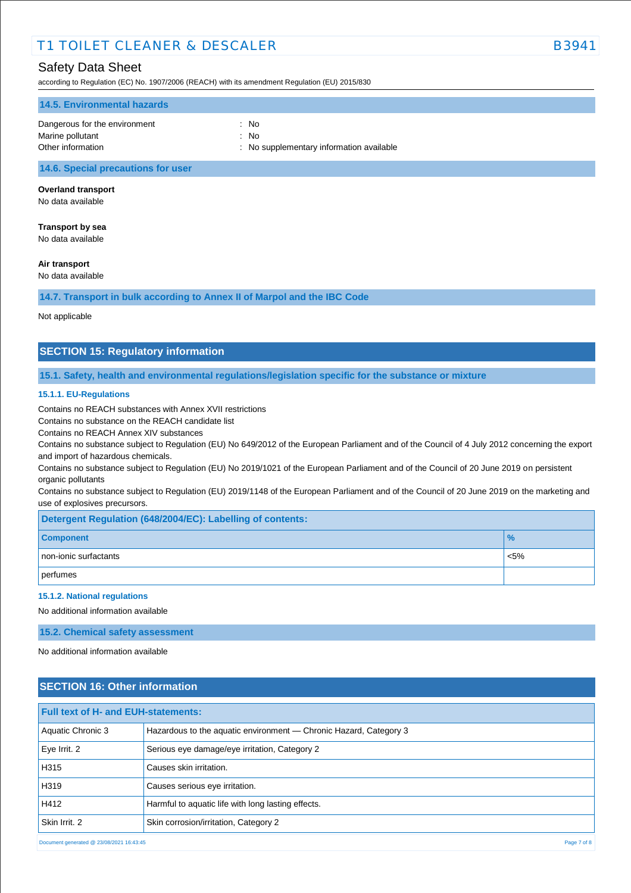### 14.5. Environmental hazards

Dangerous for the environment : No

Marine pollutant : No

Other information : No supplementary information available

### 14.6. Special precautions for user

**Overland transport**

No data available

**Transport by sea**

No data available

**Air transport**

No data available

### 14.7. Transport in bulk according to Annex II of Marpol and the IBC Code

Not applicable

## SECTION 15: Regulatory information

### 15.1. Safety, health and environmental regulations/legislation specific for the substance or mixture

#### 15.1.1. EU-Regulations

Contains no REACH substances with Annex XVII restrictions

Contains no substance on the REACH candidate list

Contains no REACH Annex XIV substances

Contains no substance subject to Regulation (EU) No 649/2012 of the European Parliament and of the Council of 4 July 2012 concerning the export and import of hazardous chemicals.

Contains no substance subject to Regulation (EU) No 2019/1021 of the European Parliament and of the Council of 20 June 2019 on persistent organic pollutants

Contains no substance subject to Regulation (EU) 2019/1148 of the European Parliament and of the Council of 20 June 2019 on the marketing and use of explosives precursors.

**Detergent Regulation (648/2004/EC): Labelling of contents:**

| Component | % |
|---|---|
| non-ionic surfactants | <5% |
| perfumes | |

#### 15.1.2. National regulations

No additional information available

### 15.2. Chemical safety assessment

No additional information available

## SECTION 16: Other information

**Full text of H- and EUH-statements:**

| | |
|---|---|
| Aquatic Chronic 3 | Hazardous to the aquatic environment — Chronic Hazard, Category 3 |
| Eye Irrit. 2 | Serious eye damage/eye irritation, Category 2 |
| H315 | Causes skin irritation. |
| H319 | Causes serious eye irritation. |
| H412 | Harmful to aquatic life with long lasting effects. |
| Skin Irrit. 2 | Skin corrosion/irritation, Category 2 |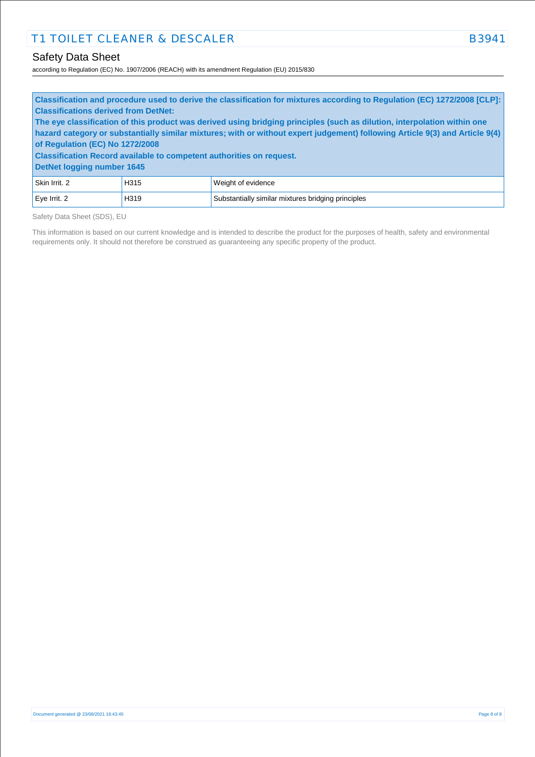**Classification and procedure used to derive the classification for mixtures according to Regulation (EC) 1272/2008 [CLP]:**
**Classifications derived from DetNet:**
**The eye classification of this product was derived using bridging principles (such as dilution, interpolation within one hazard category or substantially similar mixtures; with or without expert judgement) following Article 9(3) and Article 9(4) of Regulation (EC) No 1272/2008**
**Classification Record available to competent authorities on request.**
**DetNet logging number 1645**

| | | |
|---|---|---|
| Skin Irrit. 2 | H315 | Weight of evidence |
| Eye Irrit. 2 | H319 | Substantially similar mixtures bridging principles |

Safety Data Sheet (SDS), EU

This information is based on our current knowledge and is intended to describe the product for the purposes of health, safety and environmental requirements only. It should not therefore be construed as guaranteeing any specific property of the product.